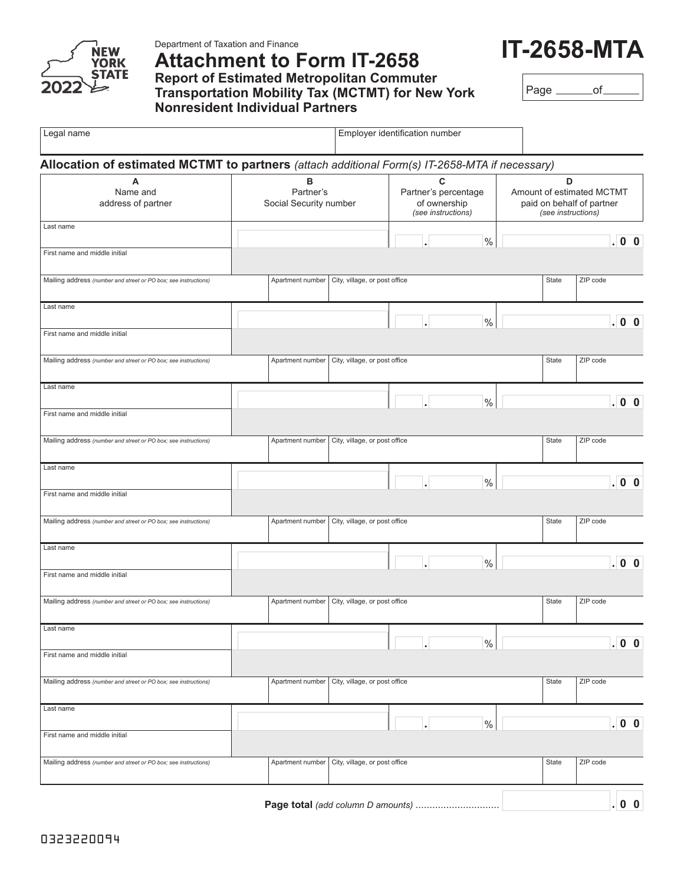New York State 2022

Department of Taxation and Finance

# Attachment to Form IT-2658

## Report of Estimated Metropolitan Commuter Transportation Mobility Tax (MCTMT) for New York Nonresident Individual Partners

# IT-2658-MTA

Page ______ of ______

| Legal name | Employer identification number |
|---|---|
| | |

### Allocation of estimated MCTMT to partners *(attach additional Form(s) IT-2658-MTA if necessary)*

| A<br>Name and address of partner | B<br>Partner's Social Security number | C<br>Partner's percentage of ownership *(see instructions)* | D<br>Amount of estimated MCTMT paid on behalf of partner *(see instructions)* |
|---|---|---|---|
| Last name | | . % | .00 |
| First name and middle initial | | | |
| Mailing address *(number and street or PO box; see instructions)* / Apartment number / City, village, or post office / State / ZIP code | | | |
| Last name | | . % | .00 |
| First name and middle initial | | | |
| Mailing address *(number and street or PO box; see instructions)* / Apartment number / City, village, or post office / State / ZIP code | | | |
| Last name | | . % | .00 |
| First name and middle initial | | | |
| Mailing address *(number and street or PO box; see instructions)* / Apartment number / City, village, or post office / State / ZIP code | | | |
| Last name | | . % | .00 |
| First name and middle initial | | | |
| Mailing address *(number and street or PO box; see instructions)* / Apartment number / City, village, or post office / State / ZIP code | | | |
| Last name | | . % | .00 |
| First name and middle initial | | | |
| Mailing address *(number and street or PO box; see instructions)* / Apartment number / City, village, or post office / State / ZIP code | | | |
| Last name | | . % | .00 |
| First name and middle initial | | | |
| Mailing address *(number and street or PO box; see instructions)* / Apartment number / City, village, or post office / State / ZIP code | | | |
| Last name | | . % | .00 |
| First name and middle initial | | | |
| Mailing address *(number and street or PO box; see instructions)* / Apartment number / City, village, or post office / State / ZIP code | | | |

**Page total** *(add column D amounts)* .............................. .00

0323220094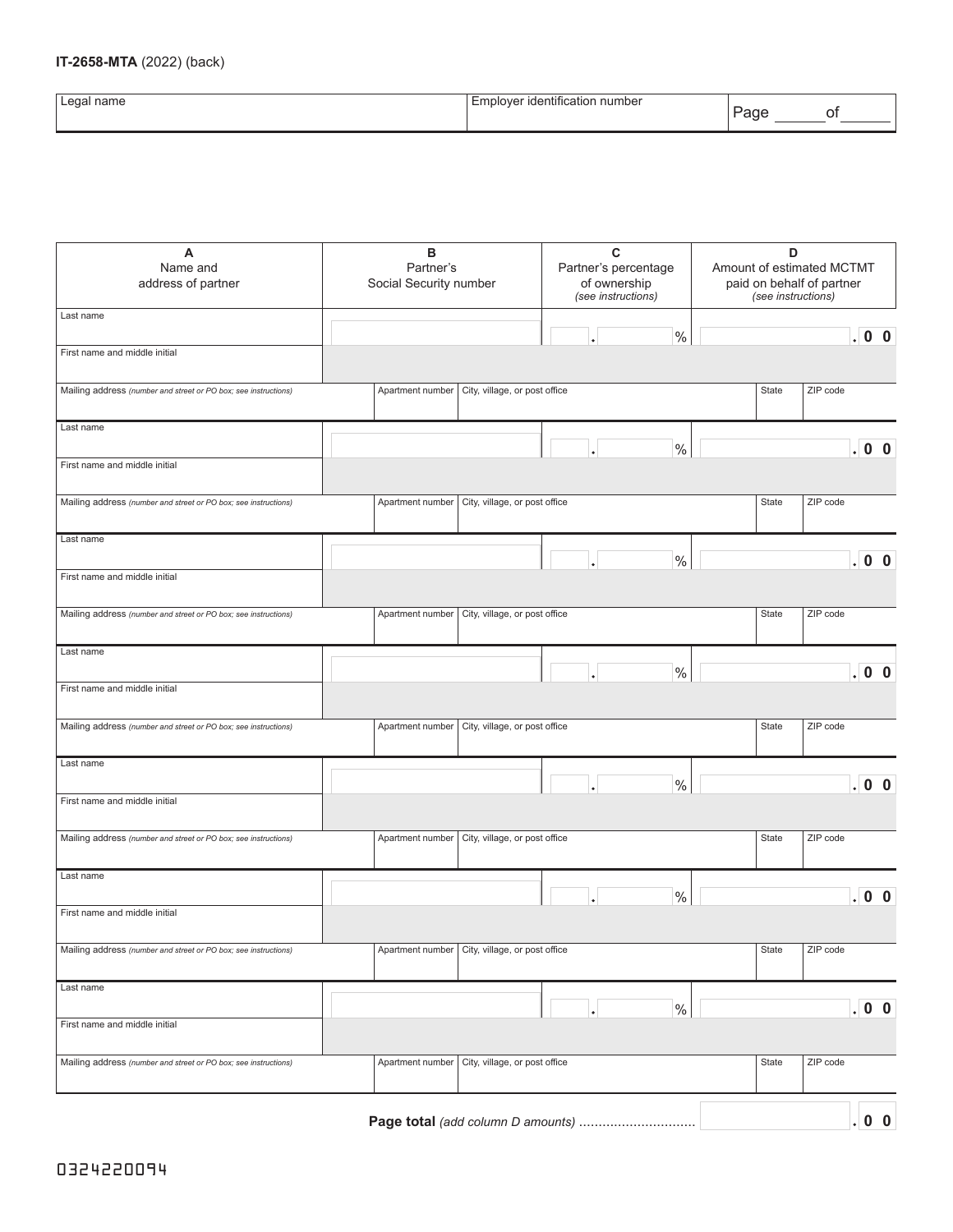**IT-2658-MTA** (2022) (back)

| Legal name | Employer identification number | Page ______ of ______ |
|---|---|---|
| | | |

| A<br>Name and address of partner | | | B<br>Partner's Social Security number | C<br>Partner's percentage of ownership *(see instructions)* | D<br>Amount of estimated MCTMT paid on behalf of partner *(see instructions)* | |
|---|---|---|---|---|---|---|
| Last name | | | | . % | .00 | |
| First name and middle initial | | | | | | |
| Mailing address *(number and street or PO box; see instructions)* | Apartment number | City, village, or post office | | | State | ZIP code |
| Last name | | | | . % | .00 | |
| First name and middle initial | | | | | | |
| Mailing address *(number and street or PO box; see instructions)* | Apartment number | City, village, or post office | | | State | ZIP code |
| Last name | | | | . % | .00 | |
| First name and middle initial | | | | | | |
| Mailing address *(number and street or PO box; see instructions)* | Apartment number | City, village, or post office | | | State | ZIP code |
| Last name | | | | . % | .00 | |
| First name and middle initial | | | | | | |
| Mailing address *(number and street or PO box; see instructions)* | Apartment number | City, village, or post office | | | State | ZIP code |
| Last name | | | | . % | .00 | |
| First name and middle initial | | | | | | |
| Mailing address *(number and street or PO box; see instructions)* | Apartment number | City, village, or post office | | | State | ZIP code |
| Last name | | | | . % | .00 | |
| First name and middle initial | | | | | | |
| Mailing address *(number and street or PO box; see instructions)* | Apartment number | City, village, or post office | | | State | ZIP code |
| Last name | | | | . % | .00 | |
| First name and middle initial | | | | | | |
| Mailing address *(number and street or PO box; see instructions)* | Apartment number | City, village, or post office | | | State | ZIP code |

**Page total** *(add column D amounts)* .............................. .00

0324220094